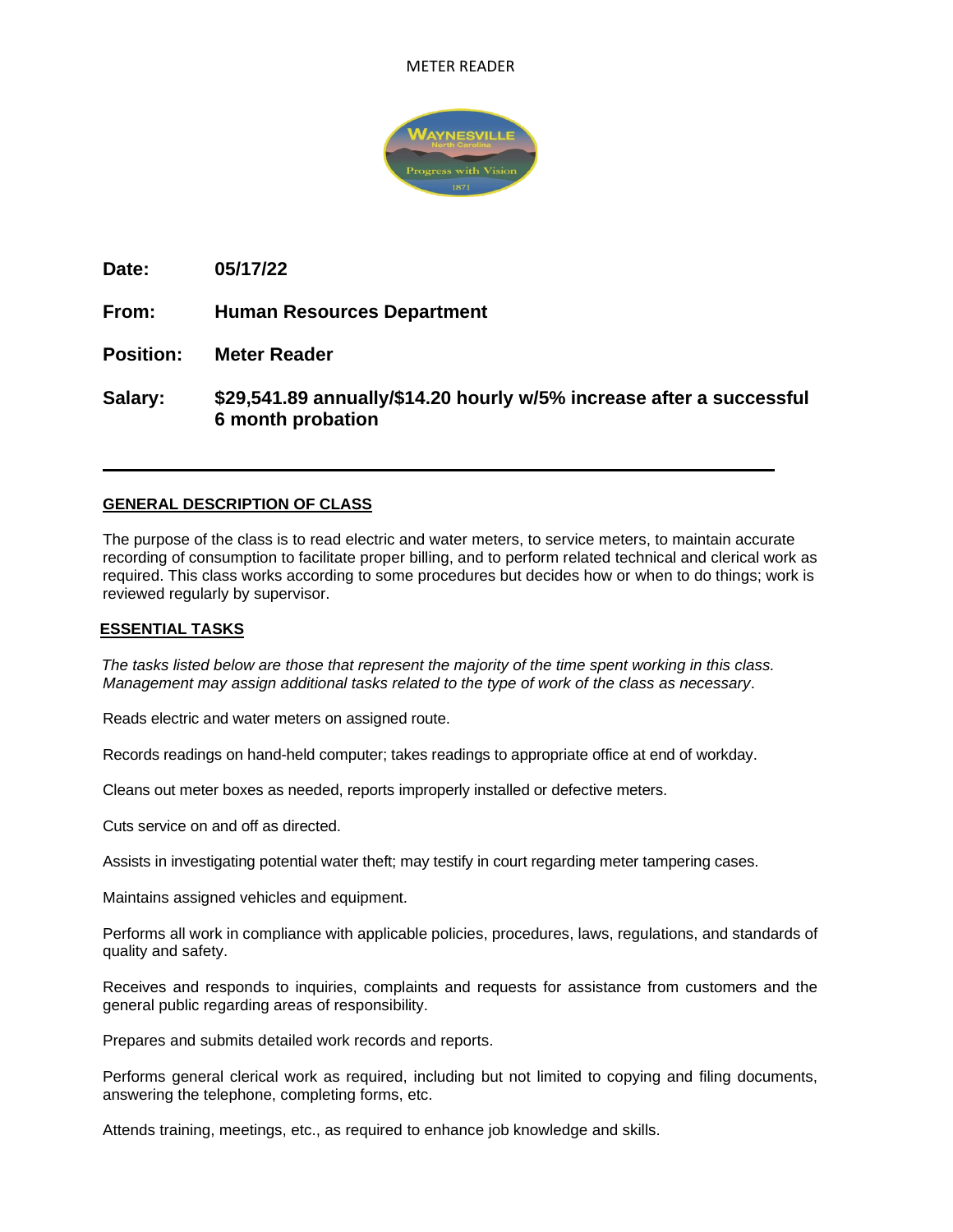# METER READER

**Date:** 05/17/22

**From:** Human Resources Department

**Position:** Meter Reader

**Salary:** $29,541.89 annually/$14.20 hourly w/5% increase after a successful 6 month probation

---

## GENERAL DESCRIPTION OF CLASS

The purpose of the class is to read electric and water meters, to service meters, to maintain accurate recording of consumption to facilitate proper billing, and to perform related technical and clerical work as required. This class works according to some procedures but decides how or when to do things; work is reviewed regularly by supervisor.

## ESSENTIAL TASKS

*The tasks listed below are those that represent the majority of the time spent working in this class. Management may assign additional tasks related to the type of work of the class as necessary.*

Reads electric and water meters on assigned route.

Records readings on hand-held computer; takes readings to appropriate office at end of workday.

Cleans out meter boxes as needed, reports improperly installed or defective meters.

Cuts service on and off as directed.

Assists in investigating potential water theft; may testify in court regarding meter tampering cases.

Maintains assigned vehicles and equipment.

Performs all work in compliance with applicable policies, procedures, laws, regulations, and standards of quality and safety.

Receives and responds to inquiries, complaints and requests for assistance from customers and the general public regarding areas of responsibility.

Prepares and submits detailed work records and reports.

Performs general clerical work as required, including but not limited to copying and filing documents, answering the telephone, completing forms, etc.

Attends training, meetings, etc., as required to enhance job knowledge and skills.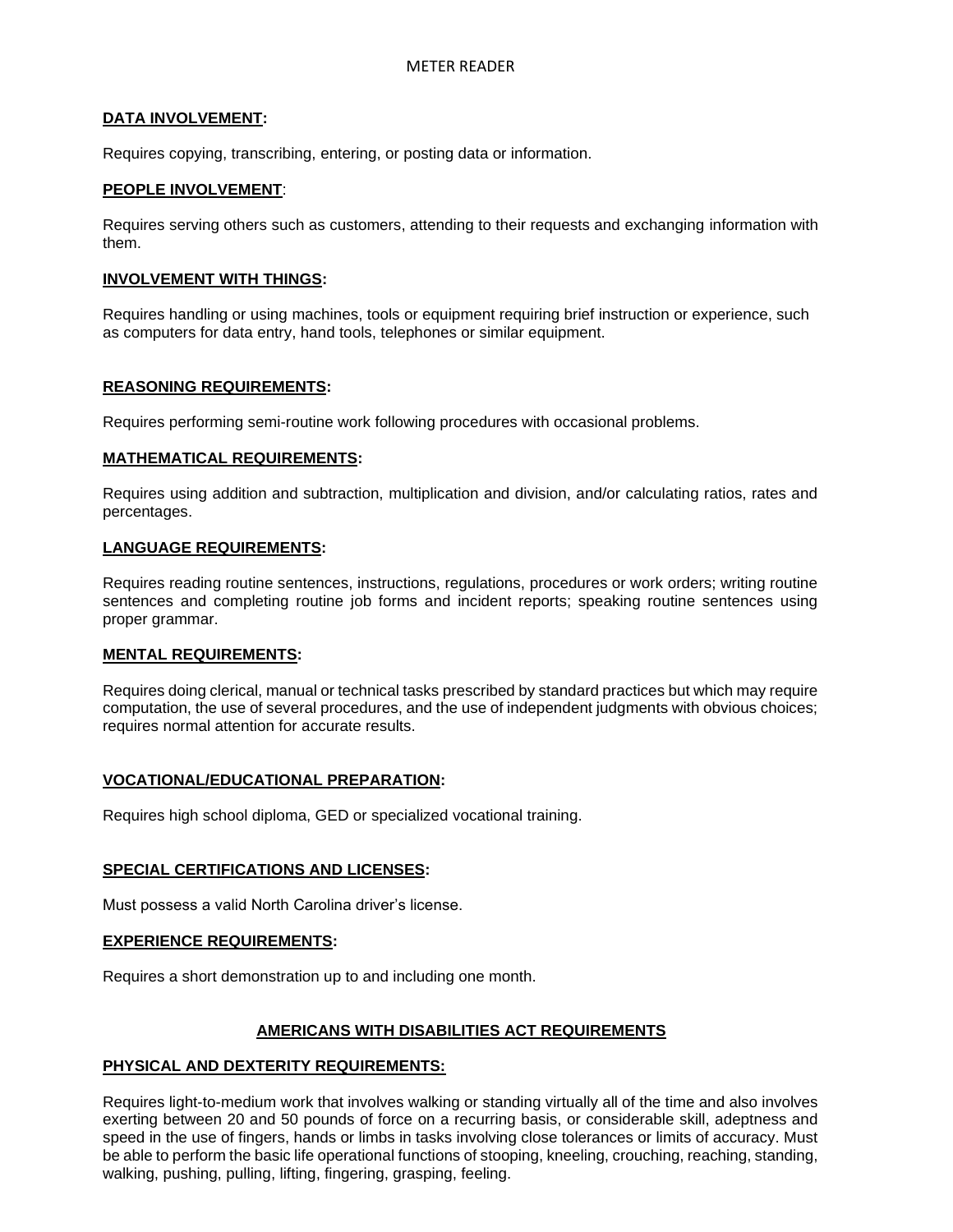METER READER

**DATA INVOLVEMENT:**

Requires copying, transcribing, entering, or posting data or information.

**PEOPLE INVOLVEMENT:**

Requires serving others such as customers, attending to their requests and exchanging information with them.

**INVOLVEMENT WITH THINGS:**

Requires handling or using machines, tools or equipment requiring brief instruction or experience, such as computers for data entry, hand tools, telephones or similar equipment.

**REASONING REQUIREMENTS:**

Requires performing semi-routine work following procedures with occasional problems.

**MATHEMATICAL REQUIREMENTS:**

Requires using addition and subtraction, multiplication and division, and/or calculating ratios, rates and percentages.

**LANGUAGE REQUIREMENTS:**

Requires reading routine sentences, instructions, regulations, procedures or work orders; writing routine sentences and completing routine job forms and incident reports; speaking routine sentences using proper grammar.

**MENTAL REQUIREMENTS:**

Requires doing clerical, manual or technical tasks prescribed by standard practices but which may require computation, the use of several procedures, and the use of independent judgments with obvious choices; requires normal attention for accurate results.

**VOCATIONAL/EDUCATIONAL PREPARATION:**

Requires high school diploma, GED or specialized vocational training.

**SPECIAL CERTIFICATIONS AND LICENSES:**

Must possess a valid North Carolina driver's license.

**EXPERIENCE REQUIREMENTS:**

Requires a short demonstration up to and including one month.

**AMERICANS WITH DISABILITIES ACT REQUIREMENTS**

**PHYSICAL AND DEXTERITY REQUIREMENTS:**

Requires light-to-medium work that involves walking or standing virtually all of the time and also involves exerting between 20 and 50 pounds of force on a recurring basis, or considerable skill, adeptness and speed in the use of fingers, hands or limbs in tasks involving close tolerances or limits of accuracy. Must be able to perform the basic life operational functions of stooping, kneeling, crouching, reaching, standing, walking, pushing, pulling, lifting, fingering, grasping, feeling.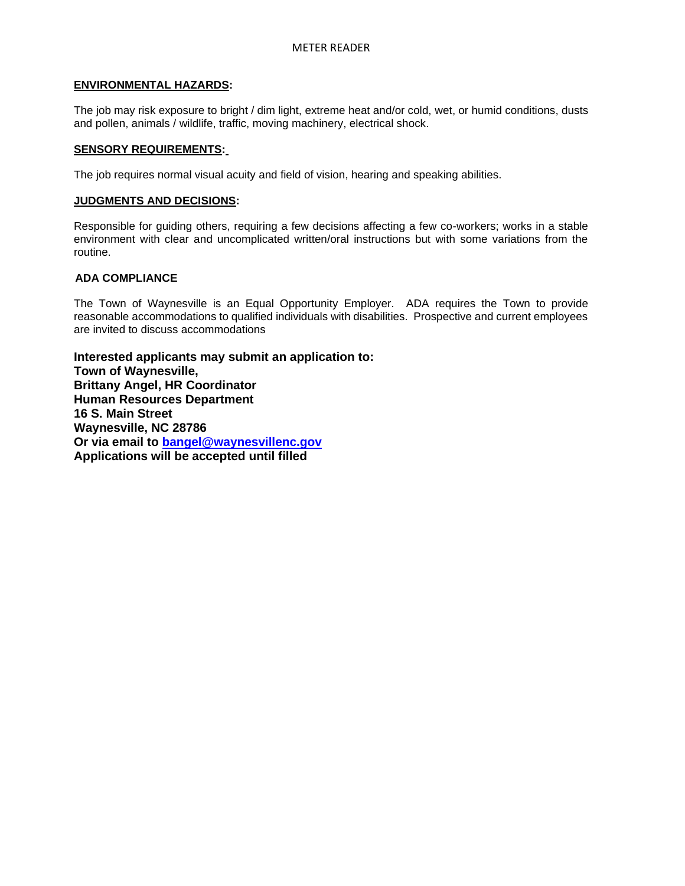**ENVIRONMENTAL HAZARDS:**

The job may risk exposure to bright / dim light, extreme heat and/or cold, wet, or humid conditions, dusts and pollen, animals / wildlife, traffic, moving machinery, electrical shock.

**SENSORY REQUIREMENTS:**

The job requires normal visual acuity and field of vision, hearing and speaking abilities.

**JUDGMENTS AND DECISIONS:**

Responsible for guiding others, requiring a few decisions affecting a few co-workers; works in a stable environment with clear and uncomplicated written/oral instructions but with some variations from the routine.

**ADA COMPLIANCE**

The Town of Waynesville is an Equal Opportunity Employer. ADA requires the Town to provide reasonable accommodations to qualified individuals with disabilities. Prospective and current employees are invited to discuss accommodations

**Interested applicants may submit an application to:**
**Town of Waynesville,**
**Brittany Angel, HR Coordinator**
**Human Resources Department**
**16 S. Main Street**
**Waynesville, NC 28786**
**Or via email to bangel@waynesvillenc.gov**
**Applications will be accepted until filled**